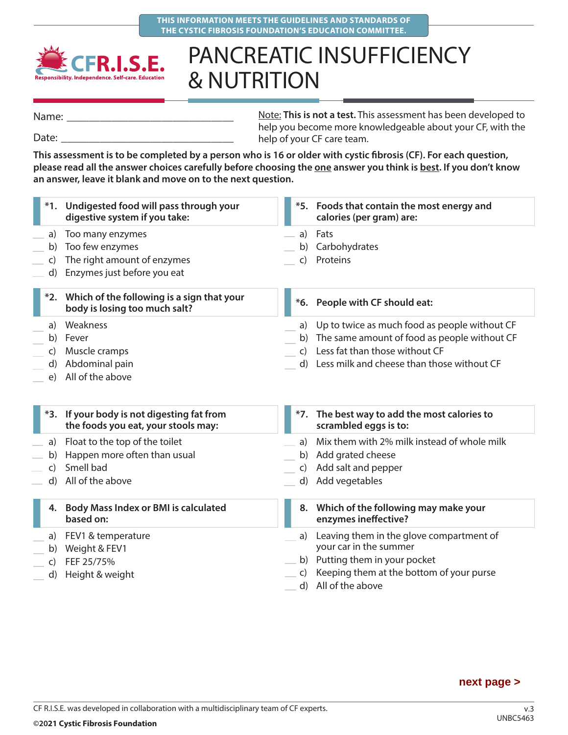THIS INFORMATION MEETS THE GUIDELINES AND STANDARDS OF THE CYSTIC FIBROSIS FOUNDATION'S EDUCATION COMMITTEE.

CFR.I.S.E.
Responsibility. Independence. Self-care. Education

# PANCREATIC INSUFFICIENCY & NUTRITION

Name: ______________________________

Date: ______________________________

Note: **This is not a test.** This assessment has been developed to help you become more knowledgeable about your CF, with the help of your CF care team.

**This assessment is to be completed by a person who is 16 or older with cystic fibrosis (CF). For each question, please read all the answer choices carefully before choosing the one answer you think is best. If you don't know an answer, leave it blank and move on to the next question.**

**\*1. Undigested food will pass through your digestive system if you take:**

___ a) Too many enzymes
___ b) Too few enzymes
___ c) The right amount of enzymes
___ d) Enzymes just before you eat

**\*2. Which of the following is a sign that your body is losing too much salt?**

___ a) Weakness
___ b) Fever
___ c) Muscle cramps
___ d) Abdominal pain
___ e) All of the above

**\*3. If your body is not digesting fat from the foods you eat, your stools may:**

___ a) Float to the top of the toilet
___ b) Happen more often than usual
___ c) Smell bad
___ d) All of the above

**4. Body Mass Index or BMI is calculated based on:**

___ a) FEV1 & temperature
___ b) Weight & FEV1
___ c) FEF 25/75%
___ d) Height & weight

**\*5. Foods that contain the most energy and calories (per gram) are:**

___ a) Fats
___ b) Carbohydrates
___ c) Proteins

**\*6. People with CF should eat:**

___ a) Up to twice as much food as people without CF
___ b) The same amount of food as people without CF
___ c) Less fat than those without CF
___ d) Less milk and cheese than those without CF

**\*7. The best way to add the most calories to scrambled eggs is to:**

___ a) Mix them with 2% milk instead of whole milk
___ b) Add grated cheese
___ c) Add salt and pepper
___ d) Add vegetables

**8. Which of the following may make your enzymes ineffective?**

___ a) Leaving them in the glove compartment of your car in the summer
___ b) Putting them in your pocket
___ c) Keeping them at the bottom of your purse
___ d) All of the above

next page >

CF R.I.S.E. was developed in collaboration with a multidisciplinary team of CF experts.

©2021 Cystic Fibrosis Foundation

v.3
UNBC5463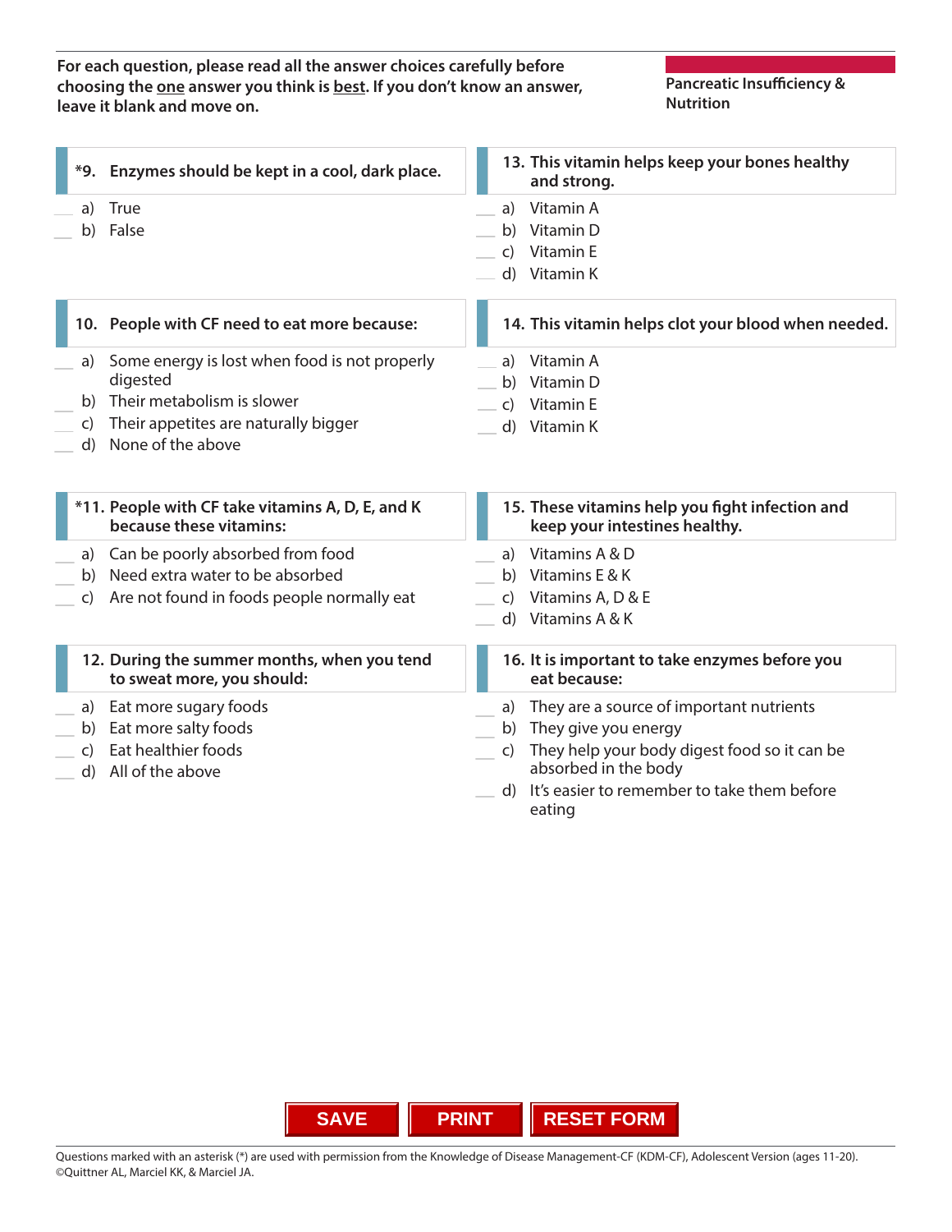For each question, please read all the answer choices carefully before choosing the one answer you think is best. If you don't know an answer, leave it blank and move on.

**Pancreatic Insufficiency & Nutrition**

**\*9. Enzymes should be kept in a cool, dark place.**

- ___ a) True
- ___ b) False

**10. People with CF need to eat more because:**

- ___ a) Some energy is lost when food is not properly digested
- ___ b) Their metabolism is slower
- ___ c) Their appetites are naturally bigger
- ___ d) None of the above

**\*11. People with CF take vitamins A, D, E, and K because these vitamins:**

- ___ a) Can be poorly absorbed from food
- ___ b) Need extra water to be absorbed
- ___ c) Are not found in foods people normally eat

**12. During the summer months, when you tend to sweat more, you should:**

- ___ a) Eat more sugary foods
- ___ b) Eat more salty foods
- ___ c) Eat healthier foods
- ___ d) All of the above

**13. This vitamin helps keep your bones healthy and strong.**

- ___ a) Vitamin A
- ___ b) Vitamin D
- ___ c) Vitamin E
- ___ d) Vitamin K

**14. This vitamin helps clot your blood when needed.**

- ___ a) Vitamin A
- ___ b) Vitamin D
- ___ c) Vitamin E
- ___ d) Vitamin K

**15. These vitamins help you fight infection and keep your intestines healthy.**

- ___ a) Vitamins A & D
- ___ b) Vitamins E & K
- ___ c) Vitamins A, D & E
- ___ d) Vitamins A & K

**16. It is important to take enzymes before you eat because:**

- ___ a) They are a source of important nutrients
- ___ b) They give you energy
- ___ c) They help your body digest food so it can be absorbed in the body
- ___ d) It's easier to remember to take them before eating

SAVE PRINT RESET FORM

Questions marked with an asterisk (*) are used with permission from the Knowledge of Disease Management-CF (KDM-CF), Adolescent Version (ages 11-20). ©Quittner AL, Marciel KK, & Marciel JA.